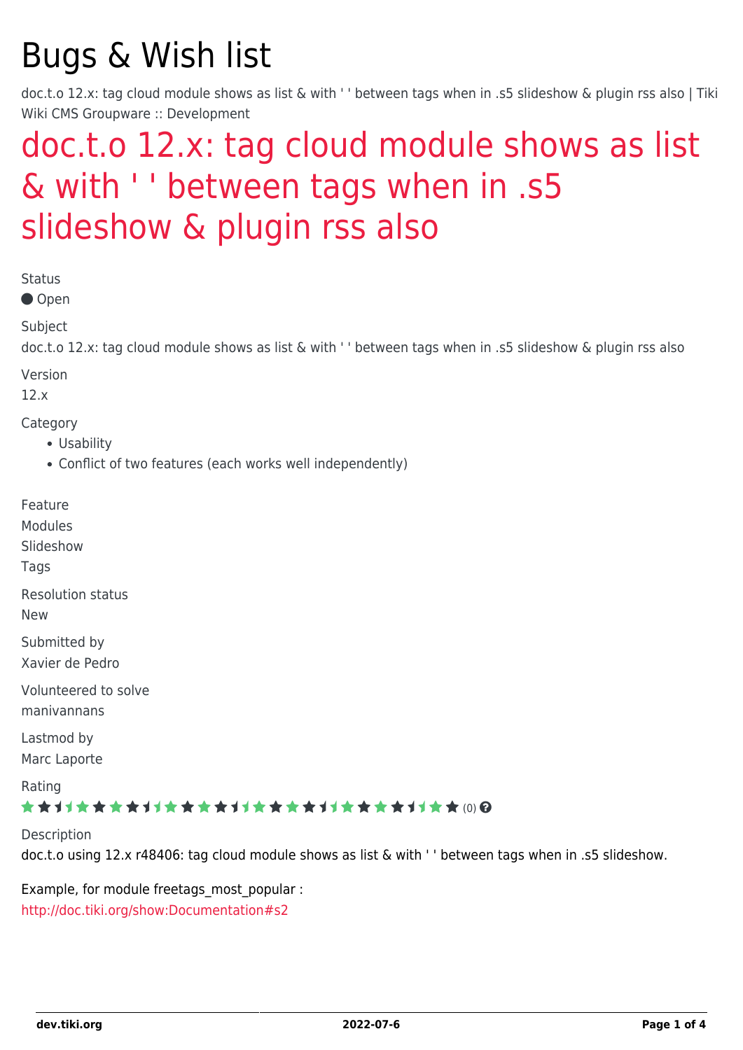# Bugs & Wish list

doc.t.o 12.x: tag cloud module shows as list & with ' ' between tags when in .s5 slideshow & plugin rss also | Tiki Wiki CMS Groupware :: Development

## doc.t.o 12.x: tag cloud module shows as list & with ' ' between tags when in .s5 slideshow & plugin rss also

Status

● Open

Subject

doc.t.o 12.x: tag cloud module shows as list & with ' ' between tags when in .s5 slideshow & plugin rss also

Version

12.x

Category

- Usability
- Conflict of two features (each works well independently)

Feature

Modules

Slideshow

Tags

Resolution status

New

Submitted by

Xavier de Pedro

Volunteered to solve

manivannans

Lastmod by

Marc Laporte

Rating

(0)

Description

doc.t.o using 12.x r48406: tag cloud module shows as list & with ' ' between tags when in .s5 slideshow.

Example, for module freetags_most_popular :

http://doc.tiki.org/show:Documentation#s2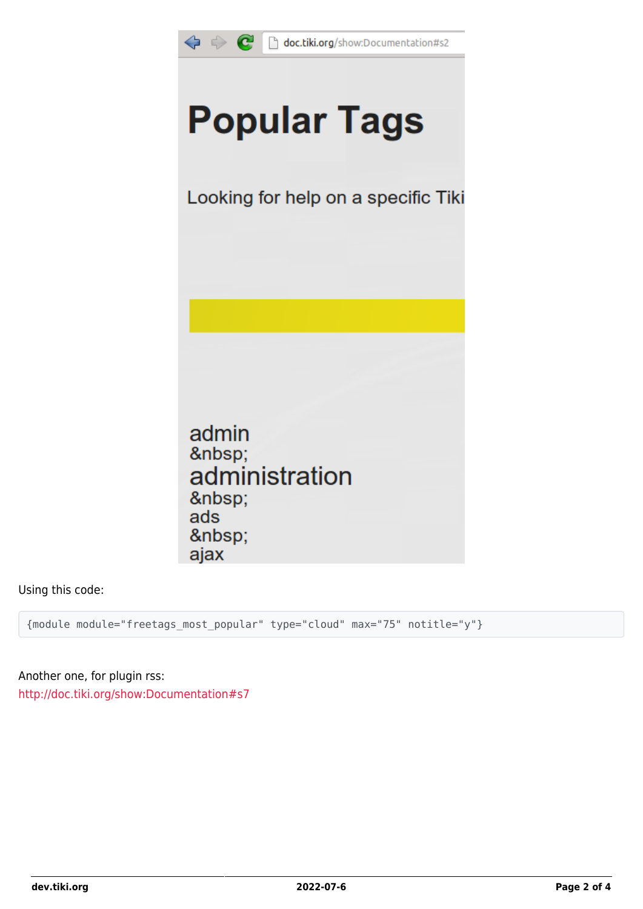Using this code:

```
{module module="freetags_most_popular" type="cloud" max="75" notitle="y"}
```

Another one, for plugin rss:
http://doc.tiki.org/show:Documentation#s7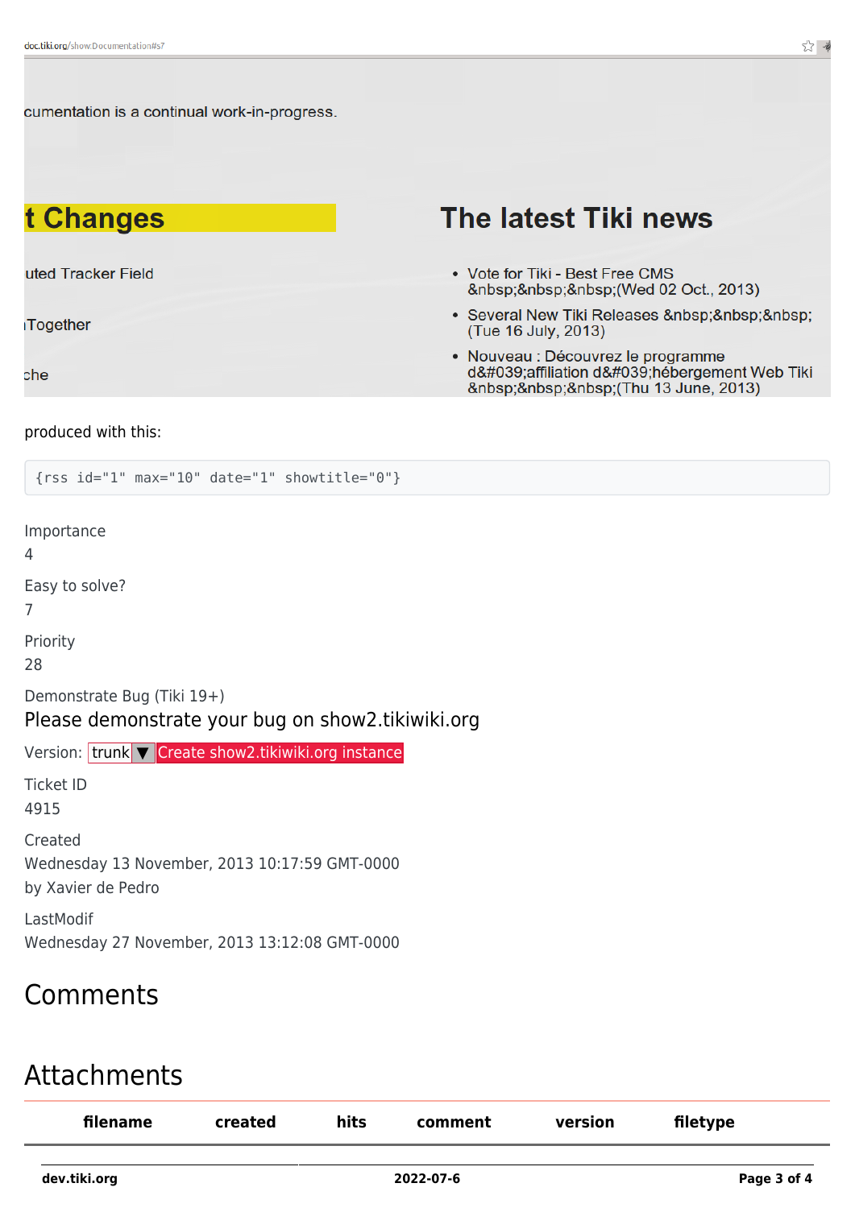produced with this:

```
{rss id="1" max="10" date="1" showtitle="0"}
```

Importance

4

Easy to solve?

7

Priority

28

Demonstrate Bug (Tiki 19+)

Please demonstrate your bug on show2.tikiwiki.org

Version: trunk ▼ Create show2.tikiwiki.org instance

Ticket ID

4915

Created

Wednesday 13 November, 2013 10:17:59 GMT-0000

by Xavier de Pedro

LastModif

Wednesday 27 November, 2013 13:12:08 GMT-0000

# Comments

# Attachments

| filename | created | hits | comment | version | filetype |
|---|---|---|---|---|---|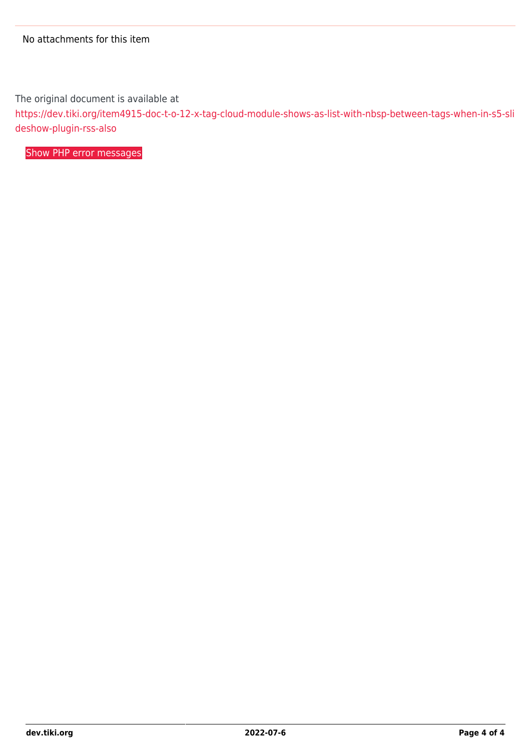No attachments for this item

The original document is available at

https://dev.tiki.org/item4915-doc-t-o-12-x-tag-cloud-module-shows-as-list-with-nbsp-between-tags-when-in-s5-slideshow-plugin-rss-also

Show PHP error messages